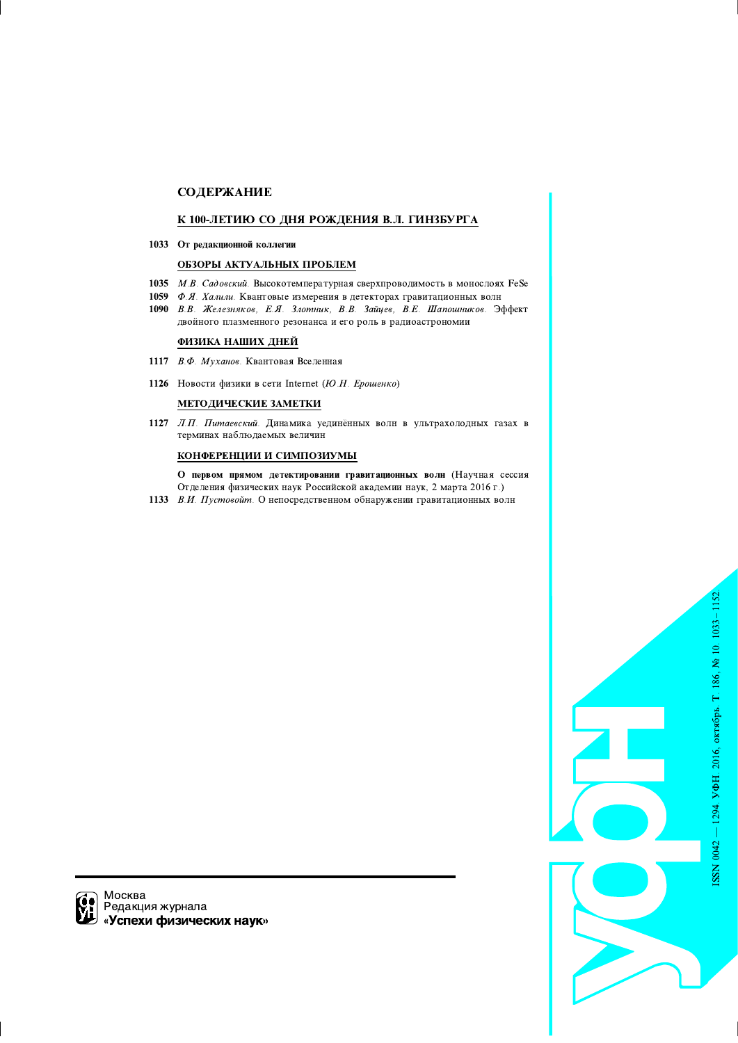## СОДЕРЖАНИЕ

### К 100-ЛЕТИЮ СО ДНЯ РОЖДЕНИЯ В.Л. ГИНЗБУРГА

**1033** **От редакционной коллегии**

### ОБЗОРЫ АКТУАЛЬНЫХ ПРОБЛЕМ

**1035** *М.В. Садовский.* Высокотемпературная сверхпроводимость в монослоях FeSe

**1059** *Ф.Я. Халили.* Квантовые измерения в детекторах гравитационных волн

**1090** *В.В. Железняков, Е.Я. Злотник, В.В. Зайцев, В.Е. Шапошников.* Эффект двойного плазменного резонанса и его роль в радиоастрономии

### ФИЗИКА НАШИХ ДНЕЙ

**1117** *В.Ф. Муханов.* Квантовая Вселенная

**1126** Новости физики в сети Internet (*Ю.Н. Ерошенко*)

### МЕТОДИЧЕСКИЕ ЗАМЕТКИ

**1127** *Л.П. Питаевский.* Динамика уединённых волн в ультрахолодных газах в терминах наблюдаемых величин

### КОНФЕРЕНЦИИ И СИМПОЗИУМЫ

**О первом прямом детектировании гравитационных волн** (Научная сессия Отделения физических наук Российской академии наук, 2 марта 2016 г.)

**1133** *В.И. Пустовойт.* О непосредственном обнаружении гравитационных волн

Москва
Редакция журнала
**«Успехи физических наук»**

УФН

ISSN 0042 — 1294 УФН 2016, октябрь Т. 186, № 10 1033 – 1152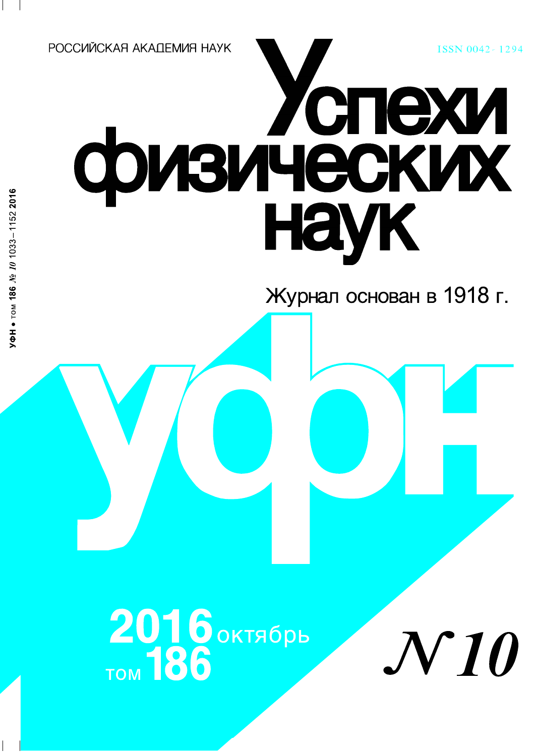РОССИЙСКАЯ АКАДЕМИЯ НАУК

ISSN 0042-1294

# Успехи физических наук

Журнал основан в 1918 г.

УФН

2016 октябрь

том 186

№ 10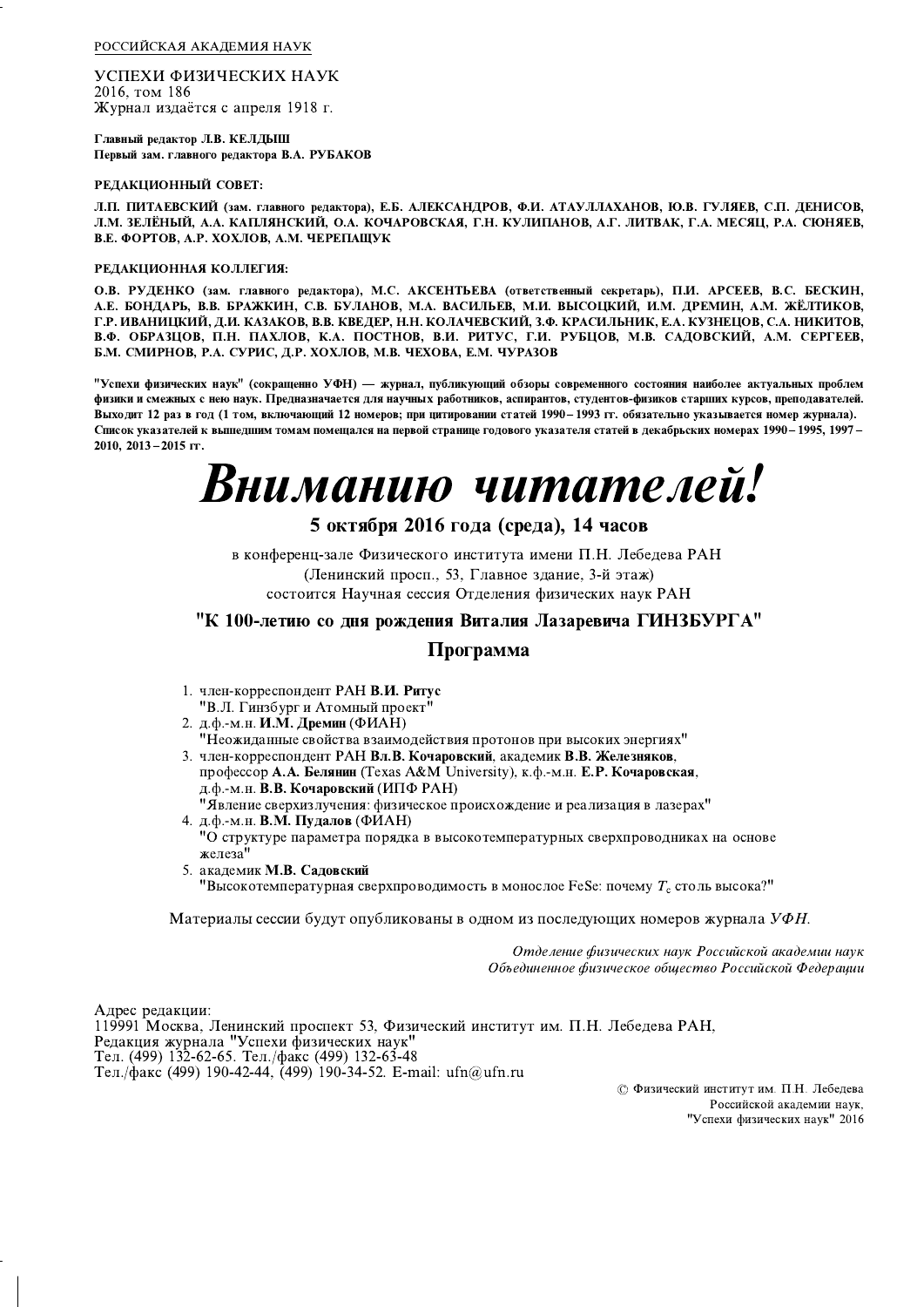РОССИЙСКАЯ АКАДЕМИЯ НАУК

УСПЕХИ ФИЗИЧЕСКИХ НАУК
2016, том 186
Журнал издаётся с апреля 1918 г.

**Главный редактор Л.В. КЕЛДЫШ**
**Первый зам. главного редактора В.А. РУБАКОВ**

**РЕДАКЦИОННЫЙ СОВЕТ:**

**Л.П. ПИТАЕВСКИЙ (зам. главного редактора), Е.Б. АЛЕКСАНДРОВ, Ф.И. АТАУЛЛАХАНОВ, Ю.В. ГУЛЯЕВ, С.П. ДЕНИСОВ, Л.М. ЗЕЛЁНЫЙ, А.А. КАПЛЯНСКИЙ, О.А. КОЧАРОВСКАЯ, Г.Н. КУЛИПАНОВ, А.Г. ЛИТВАК, Г.А. МЕСЯЦ, Р.А. СЮНЯЕВ, В.Е. ФОРТОВ, А.Р. ХОХЛОВ, А.М. ЧЕРЕПАЩУК**

**РЕДАКЦИОННАЯ КОЛЛЕГИЯ:**

**О.В. РУДЕНКО (зам. главного редактора), М.С. АКСЕНТЬЕВА (ответственный секретарь), П.И. АРСЕЕВ, В.С. БЕСКИН, А.Е. БОНДАРЬ, В.В. БРАЖКИН, С.В. БУЛАНОВ, М.А. ВАСИЛЬЕВ, М.И. ВЫСОЦКИЙ, И.М. ДРЕМИН, А.М. ЖЁЛТИКОВ, Г.Р. ИВАНИЦКИЙ, Д.И. КАЗАКОВ, В.В. КВЕДЕР, Н.Н. КОЛАЧЕВСКИЙ, З.Ф. КРАСИЛЬНИК, Е.А. КУЗНЕЦОВ, С.А. НИКИТОВ, В.Ф. ОБРАЗЦОВ, П.Н. ПАХЛОВ, К.А. ПОСТНОВ, В.И. РИТУС, Г.И. РУБЦОВ, М.В. САДОВСКИЙ, А.М. СЕРГЕЕВ, Б.М. СМИРНОВ, Р.А. СУРИС, Д.Р. ХОХЛОВ, М.В. ЧЕХОВА, Е.М. ЧУРАЗОВ**

**"Успехи физических наук" (сокращенно УФН) — журнал, публикующий обзоры современного состояния наиболее актуальных проблем физики и смежных с нею наук. Предназначается для научных работников, аспирантов, студентов-физиков старших курсов, преподавателей. Выходит 12 раз в год (1 том, включающий 12 номеров; при цитировании статей 1990 – 1993 гг. обязательно указывается номер журнала). Список указателей к вышедшим томам помещался на первой странице годового указателя статей в декабрьских номерах 1990 – 1995, 1997 – 2010, 2013 – 2015 гг.**

# *Вниманию читателей!*

**5 октября 2016 года (среда), 14 часов**

в конференц-зале Физического института имени П.Н. Лебедева РАН
(Ленинский просп., 53, Главное здание, 3-й этаж)
состоится Научная сессия Отделения физических наук РАН

## "К 100-летию со дня рождения Виталия Лазаревича ГИНЗБУРГА"

## Программа

1. член-корреспондент РАН **В.И. Ритус**
   "В.Л. Гинзбург и Атомный проект"
2. д.ф.-м.н. **И.М. Дремин** (ФИАН)
   "Неожиданные свойства взаимодействия протонов при высоких энергиях"
3. член-корреспондент РАН **Вл.В. Кочаровский**, академик **В.В. Железняков**, профессор **А.А. Белянин** (Texas A&M University), к.ф.-м.н. **Е.Р. Кочаровская**, д.ф.-м.н. **В.В. Кочаровский** (ИПФ РАН)
   "Явление сверхизлучения: физическое происхождение и реализация в лазерах"
4. д.ф.-м.н. **В.М. Пудалов** (ФИАН)
   "О структуре параметра порядка в высокотемпературных сверхпроводниках на основе железа"
5. академик **М.В. Садовский**
   "Высокотемпературная сверхпроводимость в монослое FeSe: почему $T_c$ столь высока?"

Материалы сессии будут опубликованы в одном из последующих номеров журнала *УФН*.

*Отделение физических наук Российской академии наук*
*Объединенное физическое общество Российской Федерации*

Адрес редакции:
119991 Москва, Ленинский проспект 53, Физический институт им. П.Н. Лебедева РАН,
Редакция журнала "Успехи физических наук"
Тел. (499) 132-62-65. Тел./факс (499) 132-63-48
Тел./факс (499) 190-42-44, (499) 190-34-52. E-mail: ufn@ufn.ru

© Физический институт им. П.Н. Лебедева Российской академии наук, "Успехи физических наук" 2016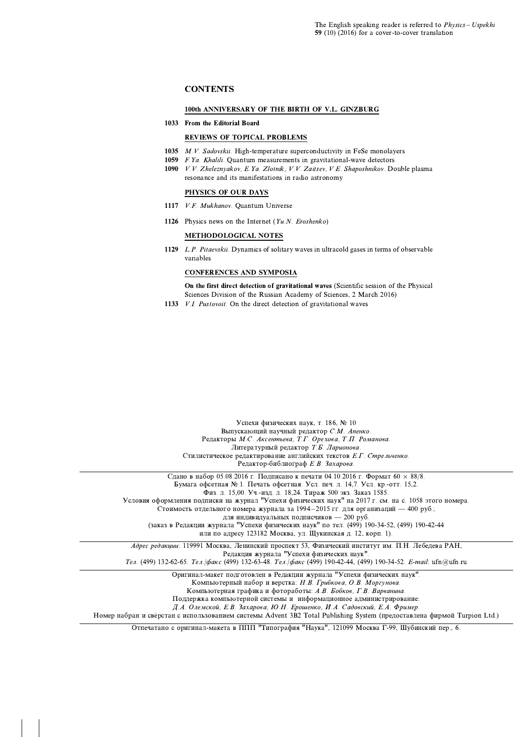The English speaking reader is referred to *Physics – Uspekhi* **59** (10) (2016) for a cover-to-cover translation

## CONTENTS

### 100th ANNIVERSARY OF THE BIRTH OF V.L. GINZBURG

**1033** **From the Editorial Board**

### REVIEWS OF TOPICAL PROBLEMS

**1035** *M.V. Sadovskii.* High-temperature superconductivity in FeSe monolayers
**1059** *F.Ya. Khalili.* Quantum measurements in gravitational-wave detectors
**1090** *V.V. Zheleznyakov, E.Ya. Zlotnik, V.V. Zaitsev, V.E. Shaposhnikov.* Double plasma resonance and its manifestations in radio astronomy

### PHYSICS OF OUR DAYS

**1117** *V.F. Mukhanov.* Quantum Universe

**1126** Physics news on the Internet (*Yu.N. Eroshenko*)

### METHODOLOGICAL NOTES

**1129** *L.P. Pitaevskii.* Dynamics of solitary waves in ultracold gases in terms of observable variables

### CONFERENCES AND SYMPOSIA

**On the first direct detection of gravitational waves** (Scientific session of the Physical Sciences Division of the Russian Academy of Sciences, 2 March 2016)
**1133** *V.I. Pustovoit.* On the direct detection of gravitational waves

Успехи физических наук, т. 186, № 10
Выпускающий научный редактор *С.М. Апенко.*
Редакторы *М.С. Аксентьева, Т.Г. Орехова, Т.П. Романова.*
Литературный редактор *Т.Б. Ларионова.*
Стилистическое редактирование английских текстов *Е.Г. Стрельченко.*
Редактор-библиограф *Е.В. Захарова.*

---

Сдано в набор 05.08.2016 г. Подписано к печати 04.10.2016 г. Формат 60 × 88/8.
Бумага офсетная № 1. Печать офсетная. Усл. печ. л. 14,7. Усл. кр.-отт. 15,2.
Физ. л. 15,00. Уч.-изд. л. 18,24. Тираж 500 экз. Заказ 1585.
Условия оформления подписки на журнал "Успехи физических наук" на 2017 г. см. на с. 1058 этого номера.
Стоимость отдельного номера журнала за 1994 – 2015 гг. для организаций — 400 руб.;
для индивидуальных подписчиков — 200 руб.
(заказ в Редакции журнала "Успехи физических наук" по тел. (499) 190-34-52, (499) 190-42-44
или по адресу 123182 Москва, ул. Щукинская д. 12, корп. 1).

---

*Адрес редакции*: 119991 Москва, Ленинский проспект 53, Физический институт им. П.Н. Лебедева РАН,
Редакция журнала "Успехи физических наук".
*Тел.* (499) 132-62-65. *Тел./факс* (499) 132-63-48. *Тел./факс* (499) 190-42-44, (499) 190-34-52. *E-mail*: ufn@ufn.ru

---

Оригинал-макет подготовлен в Редакции журнала "Успехи физических наук".
Компьютерный набор и верстка: *Н.В. Грибкова, О.В. Моргунова.*
Компьютерная графика и фотоработы: *А.В. Бобков, Г.В. Варванина.*
Поддержка компьютерной системы и информационное администрирование:
*Д.А. Олемской, Е.В. Захарова, Ю.Н. Ерошенко, И.А. Садовский, Е.А. Фример.*
Номер набран и свёрстан с использованием системы Advent 3B2 Total Publishing System (предоставлена фирмой Turpion Ltd.)

---

Отпечатано с оригинал-макета в ППП "Типография "Наука", 121099 Москва Г-99, Шубинский пер., 6.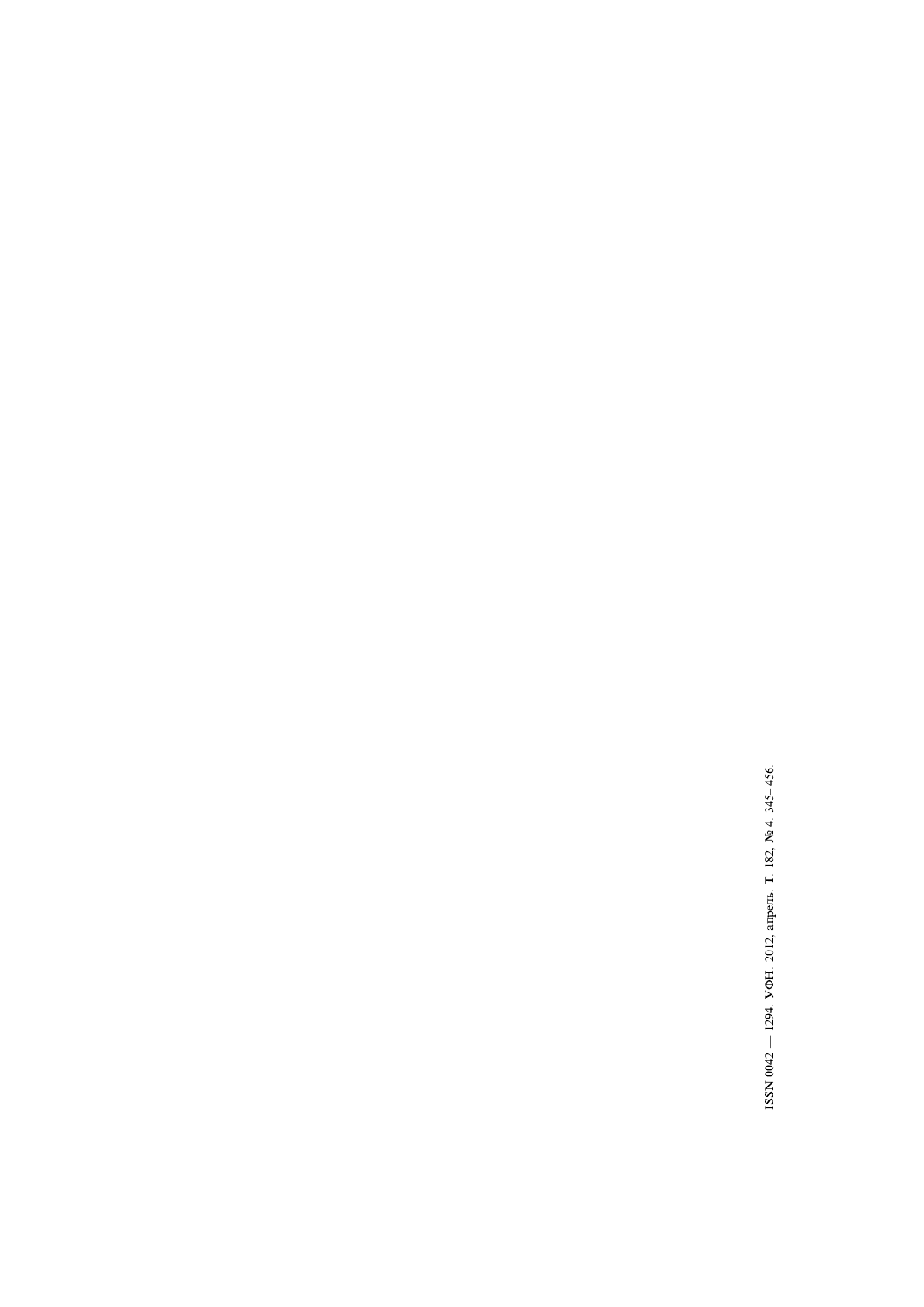ISSN 0042 — 1294. УФН. 2012, апрель. Т. 182, № 4. 345–456.